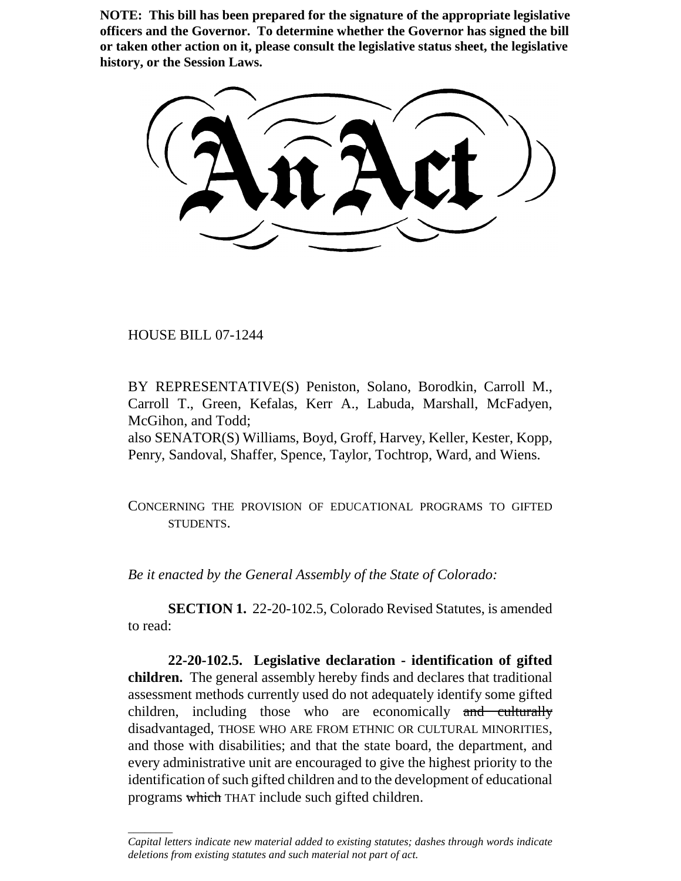**NOTE: This bill has been prepared for the signature of the appropriate legislative officers and the Governor. To determine whether the Governor has signed the bill or taken other action on it, please consult the legislative status sheet, the legislative history, or the Session Laws.**

# An Act

HOUSE BILL 07-1244

BY REPRESENTATIVE(S) Peniston, Solano, Borodkin, Carroll M., Carroll T., Green, Kefalas, Kerr A., Labuda, Marshall, McFadyen, McGihon, and Todd;
also SENATOR(S) Williams, Boyd, Groff, Harvey, Keller, Kester, Kopp, Penry, Sandoval, Shaffer, Spence, Taylor, Tochtrop, Ward, and Wiens.

CONCERNING THE PROVISION OF EDUCATIONAL PROGRAMS TO GIFTED STUDENTS.

*Be it enacted by the General Assembly of the State of Colorado:*

**SECTION 1.** 22-20-102.5, Colorado Revised Statutes, is amended to read:

**22-20-102.5. Legislative declaration - identification of gifted children.** The general assembly hereby finds and declares that traditional assessment methods currently used do not adequately identify some gifted children, including those who are economically ~~and culturally~~ disadvantaged, THOSE WHO ARE FROM ETHNIC OR CULTURAL MINORITIES, and those with disabilities; and that the state board, the department, and every administrative unit are encouraged to give the highest priority to the identification of such gifted children and to the development of educational programs ~~which~~ THAT include such gifted children.

---

*Capital letters indicate new material added to existing statutes; dashes through words indicate deletions from existing statutes and such material not part of act.*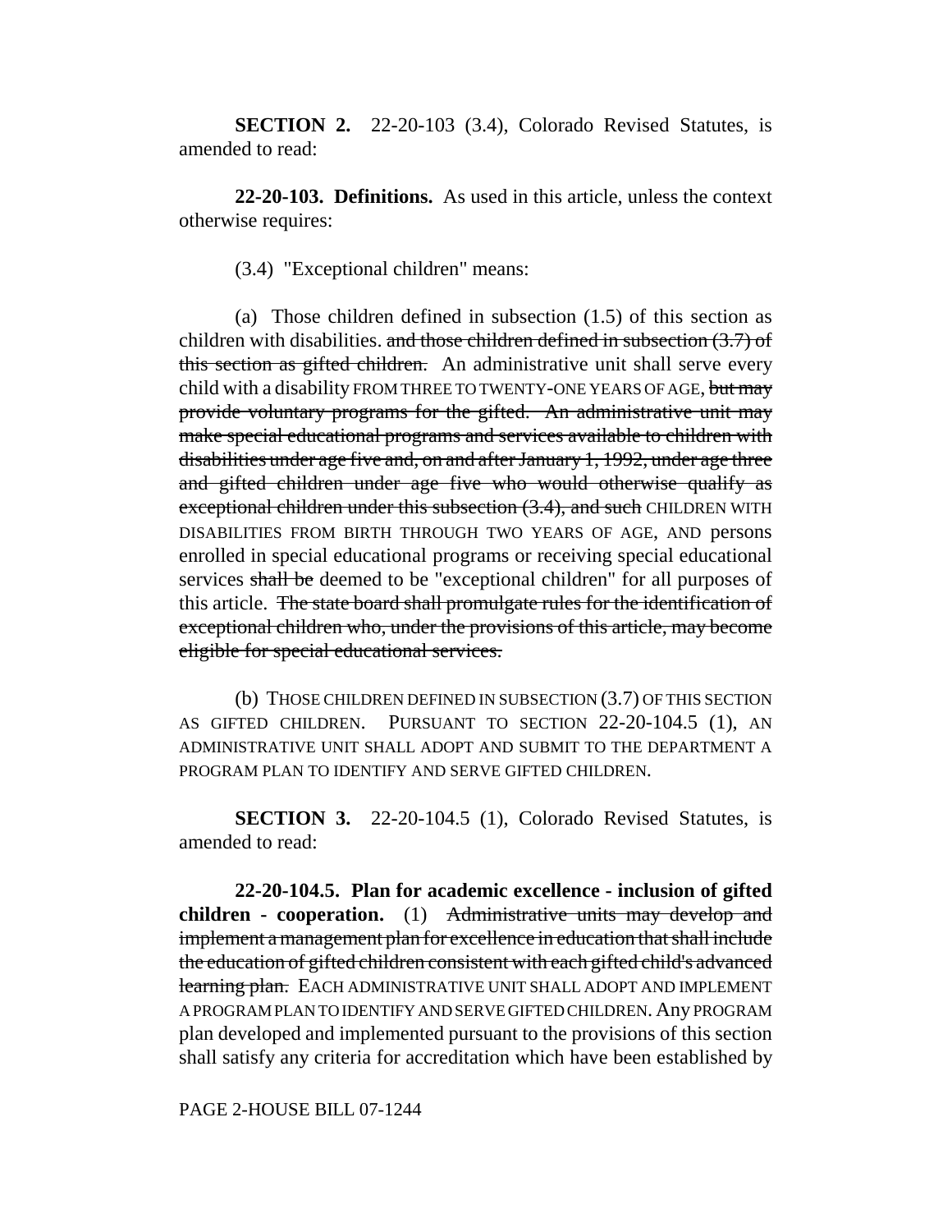**SECTION 2.** 22-20-103 (3.4), Colorado Revised Statutes, is amended to read:

**22-20-103. Definitions.** As used in this article, unless the context otherwise requires:

(3.4) "Exceptional children" means:

(a) Those children defined in subsection (1.5) of this section as children with disabilities. ~~and those children defined in subsection (3.7) of this section as gifted children.~~ An administrative unit shall serve every child with a disability FROM THREE TO TWENTY-ONE YEARS OF AGE, ~~but may provide voluntary programs for the gifted. An administrative unit may make special educational programs and services available to children with disabilities under age five and, on and after January 1, 1992, under age three and gifted children under age five who would otherwise qualify as exceptional children under this subsection (3.4), and such~~ CHILDREN WITH DISABILITIES FROM BIRTH THROUGH TWO YEARS OF AGE, AND persons enrolled in special educational programs or receiving special educational services ~~shall be~~ deemed to be "exceptional children" for all purposes of this article. ~~The state board shall promulgate rules for the identification of exceptional children who, under the provisions of this article, may become eligible for special educational services.~~

(b) THOSE CHILDREN DEFINED IN SUBSECTION (3.7) OF THIS SECTION AS GIFTED CHILDREN. PURSUANT TO SECTION 22-20-104.5 (1), AN ADMINISTRATIVE UNIT SHALL ADOPT AND SUBMIT TO THE DEPARTMENT A PROGRAM PLAN TO IDENTIFY AND SERVE GIFTED CHILDREN.

**SECTION 3.** 22-20-104.5 (1), Colorado Revised Statutes, is amended to read:

**22-20-104.5. Plan for academic excellence - inclusion of gifted children - cooperation.** (1) ~~Administrative units may develop and implement a management plan for excellence in education that shall include the education of gifted children consistent with each gifted child's advanced learning plan.~~ EACH ADMINISTRATIVE UNIT SHALL ADOPT AND IMPLEMENT A PROGRAM PLAN TO IDENTIFY AND SERVE GIFTED CHILDREN. Any PROGRAM plan developed and implemented pursuant to the provisions of this section shall satisfy any criteria for accreditation which have been established by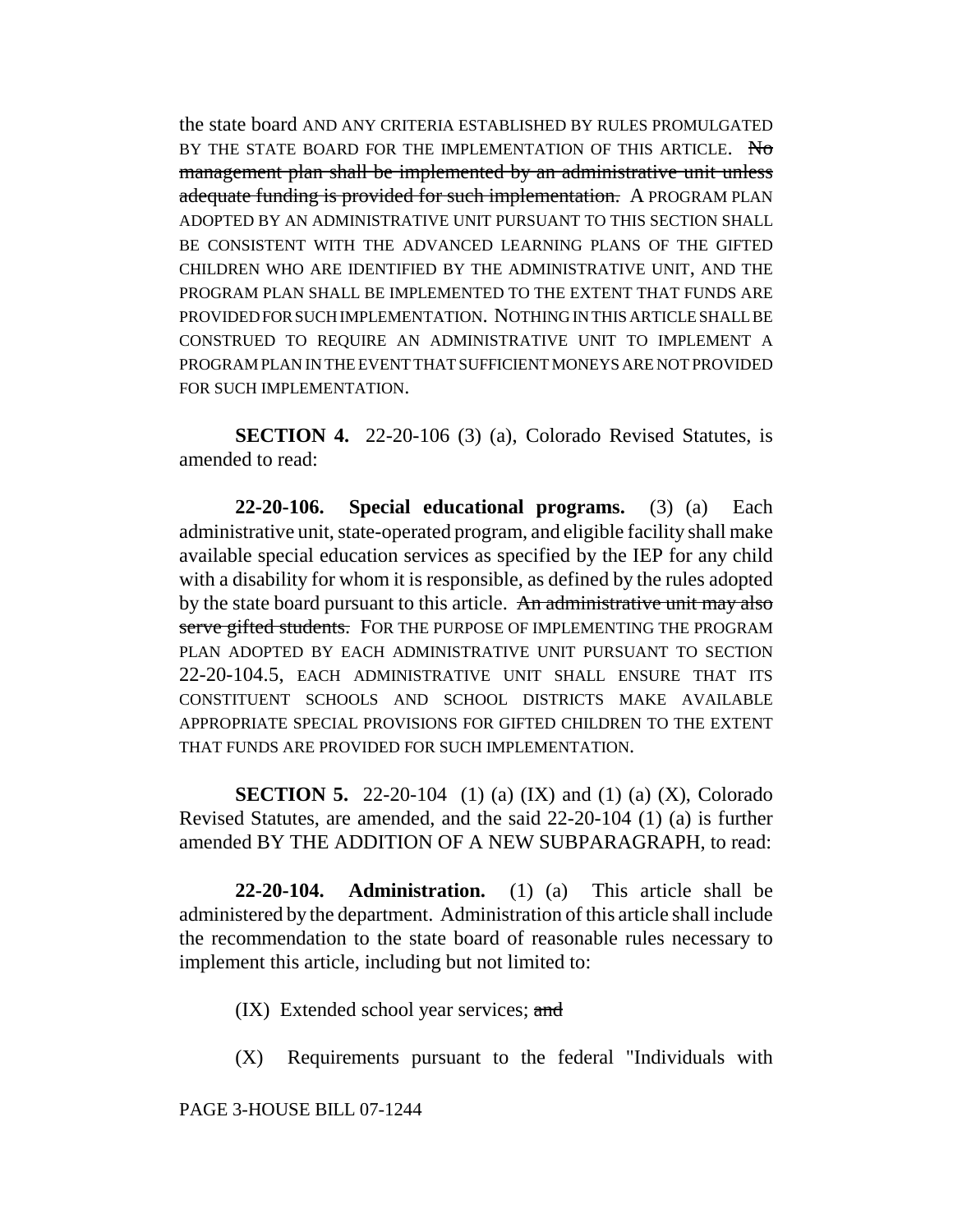the state board AND ANY CRITERIA ESTABLISHED BY RULES PROMULGATED BY THE STATE BOARD FOR THE IMPLEMENTATION OF THIS ARTICLE. ~~No management plan shall be implemented by an administrative unit unless adequate funding is provided for such implementation.~~ A PROGRAM PLAN ADOPTED BY AN ADMINISTRATIVE UNIT PURSUANT TO THIS SECTION SHALL BE CONSISTENT WITH THE ADVANCED LEARNING PLANS OF THE GIFTED CHILDREN WHO ARE IDENTIFIED BY THE ADMINISTRATIVE UNIT, AND THE PROGRAM PLAN SHALL BE IMPLEMENTED TO THE EXTENT THAT FUNDS ARE PROVIDED FOR SUCH IMPLEMENTATION. NOTHING IN THIS ARTICLE SHALL BE CONSTRUED TO REQUIRE AN ADMINISTRATIVE UNIT TO IMPLEMENT A PROGRAM PLAN IN THE EVENT THAT SUFFICIENT MONEYS ARE NOT PROVIDED FOR SUCH IMPLEMENTATION.

**SECTION 4.** 22-20-106 (3) (a), Colorado Revised Statutes, is amended to read:

**22-20-106. Special educational programs.** (3) (a) Each administrative unit, state-operated program, and eligible facility shall make available special education services as specified by the IEP for any child with a disability for whom it is responsible, as defined by the rules adopted by the state board pursuant to this article. ~~An administrative unit may also serve gifted students.~~ FOR THE PURPOSE OF IMPLEMENTING THE PROGRAM PLAN ADOPTED BY EACH ADMINISTRATIVE UNIT PURSUANT TO SECTION 22-20-104.5, EACH ADMINISTRATIVE UNIT SHALL ENSURE THAT ITS CONSTITUENT SCHOOLS AND SCHOOL DISTRICTS MAKE AVAILABLE APPROPRIATE SPECIAL PROVISIONS FOR GIFTED CHILDREN TO THE EXTENT THAT FUNDS ARE PROVIDED FOR SUCH IMPLEMENTATION.

**SECTION 5.** 22-20-104 (1) (a) (IX) and (1) (a) (X), Colorado Revised Statutes, are amended, and the said 22-20-104 (1) (a) is further amended BY THE ADDITION OF A NEW SUBPARAGRAPH, to read:

**22-20-104. Administration.** (1) (a) This article shall be administered by the department. Administration of this article shall include the recommendation to the state board of reasonable rules necessary to implement this article, including but not limited to:

(IX) Extended school year services; ~~and~~

(X) Requirements pursuant to the federal "Individuals with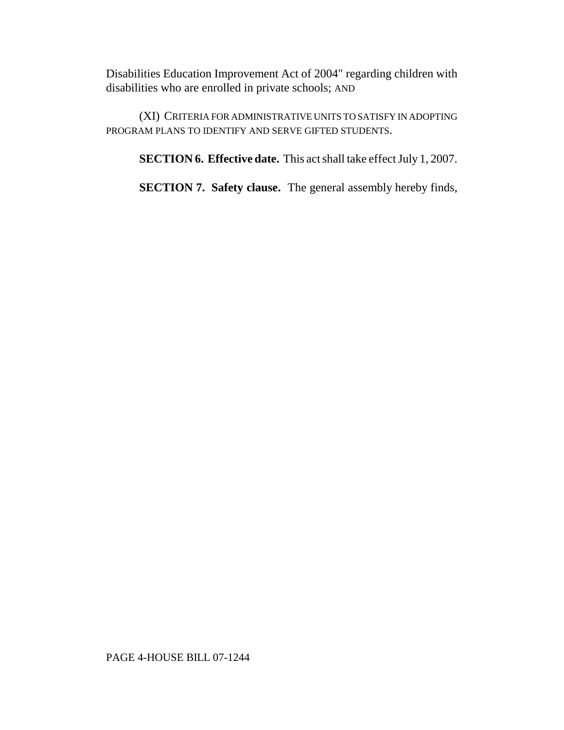Disabilities Education Improvement Act of 2004" regarding children with disabilities who are enrolled in private schools; AND

(XI) CRITERIA FOR ADMINISTRATIVE UNITS TO SATISFY IN ADOPTING PROGRAM PLANS TO IDENTIFY AND SERVE GIFTED STUDENTS.

**SECTION 6. Effective date.** This act shall take effect July 1, 2007.

**SECTION 7. Safety clause.** The general assembly hereby finds,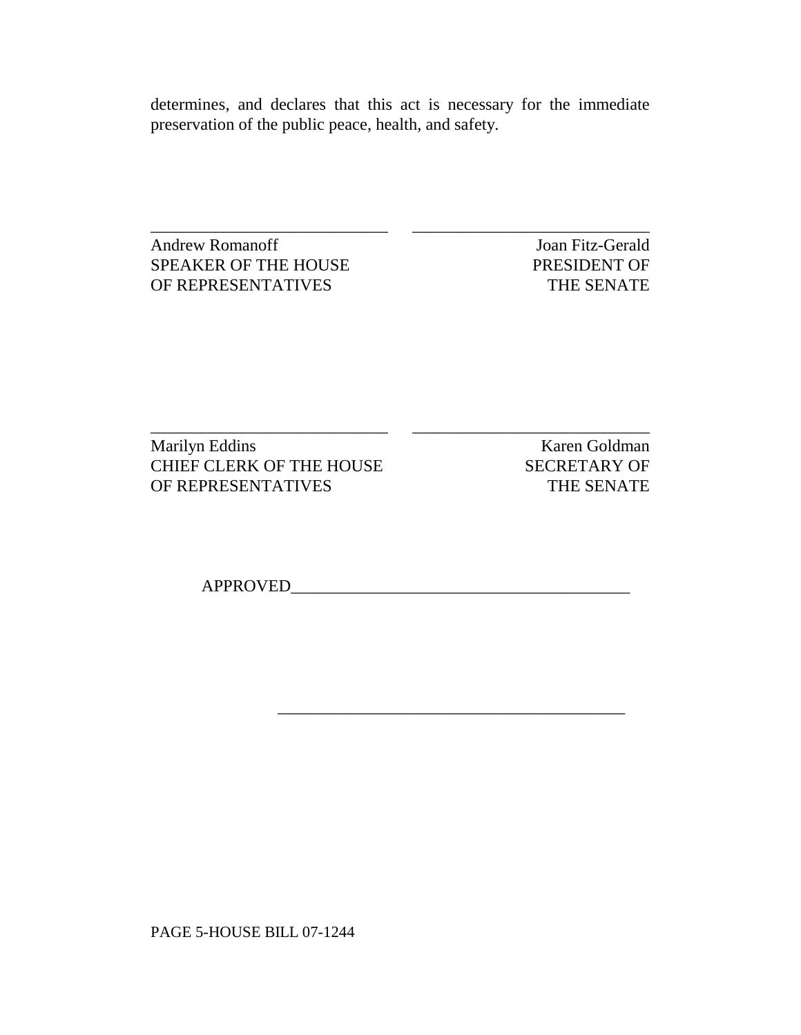determines, and declares that this act is necessary for the immediate preservation of the public peace, health, and safety.

| ____________________________ | ____________________________ |
|---|---|
| Andrew Romanoff | Joan Fitz-Gerald |
| SPEAKER OF THE HOUSE | PRESIDENT OF |
| OF REPRESENTATIVES | THE SENATE |

| ____________________________ | ____________________________ |
|---|---|
| Marilyn Eddins | Karen Goldman |
| CHIEF CLERK OF THE HOUSE | SECRETARY OF |
| OF REPRESENTATIVES | THE SENATE |

APPROVED________________________________________

________________________________________

PAGE 5-HOUSE BILL 07-1244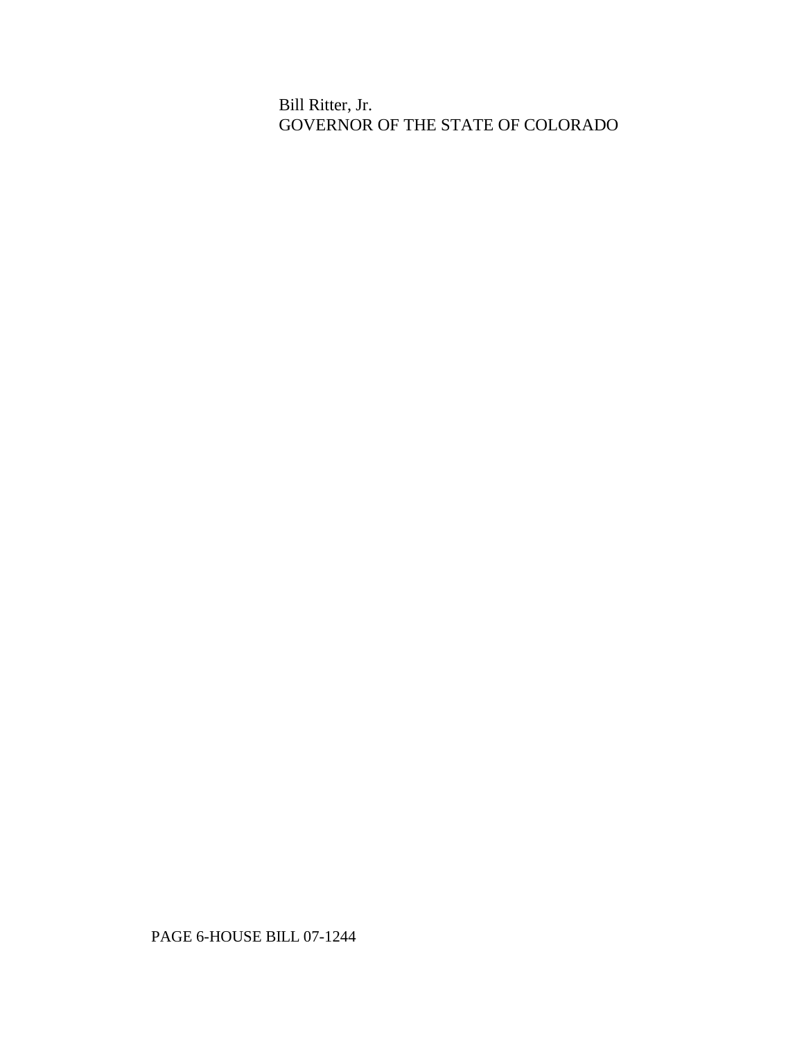Bill Ritter, Jr.
GOVERNOR OF THE STATE OF COLORADO